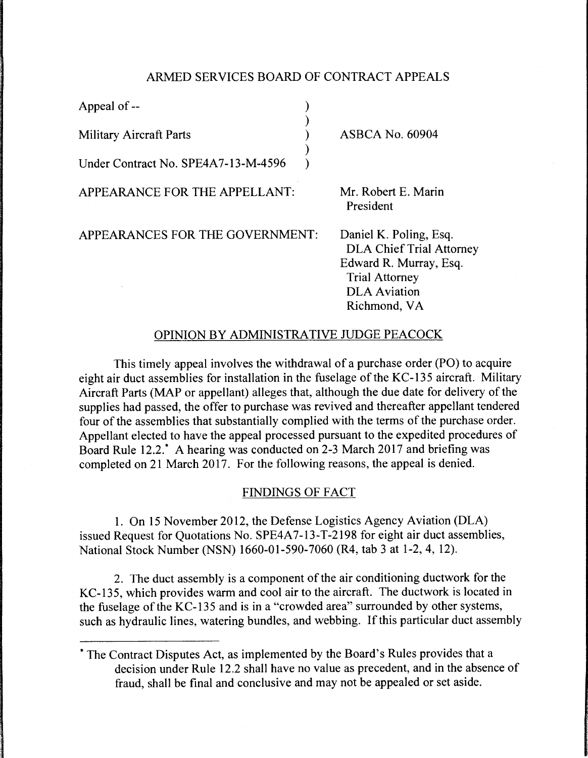# ARMED SERVICES BOARD OF CONTRACT APPEALS

| | |
|---|---|
| Appeal of -- | |
| Military Aircraft Parts | ASBCA No. 60904 |
| Under Contract No. SPE4A7-13-M-4596 | |

APPEARANCE FOR THE APPELLANT: Mr. Robert E. Marin
President

APPEARANCES FOR THE GOVERNMENT: Daniel K. Poling, Esq.
DLA Chief Trial Attorney
Edward R. Murray, Esq.
Trial Attorney
DLA Aviation
Richmond, VA

## OPINION BY ADMINISTRATIVE JUDGE PEACOCK

This timely appeal involves the withdrawal of a purchase order (PO) to acquire eight air duct assemblies for installation in the fuselage of the KC-135 aircraft. Military Aircraft Parts (MAP or appellant) alleges that, although the due date for delivery of the supplies had passed, the offer to purchase was revived and thereafter appellant tendered four of the assemblies that substantially complied with the terms of the purchase order. Appellant elected to have the appeal processed pursuant to the expedited procedures of Board Rule 12.2.* A hearing was conducted on 2-3 March 2017 and briefing was completed on 21 March 2017. For the following reasons, the appeal is denied.

## FINDINGS OF FACT

1. On 15 November 2012, the Defense Logistics Agency Aviation (DLA) issued Request for Quotations No. SPE4A7-13-T-2198 for eight air duct assemblies, National Stock Number (NSN) 1660-01-590-7060 (R4, tab 3 at 1-2, 4, 12).

2. The duct assembly is a component of the air conditioning ductwork for the KC-135, which provides warm and cool air to the aircraft. The ductwork is located in the fuselage of the KC-135 and is in a "crowded area" surrounded by other systems, such as hydraulic lines, watering bundles, and webbing. If this particular duct assembly

---

* The Contract Disputes Act, as implemented by the Board's Rules provides that a decision under Rule 12.2 shall have no value as precedent, and in the absence of fraud, shall be final and conclusive and may not be appealed or set aside.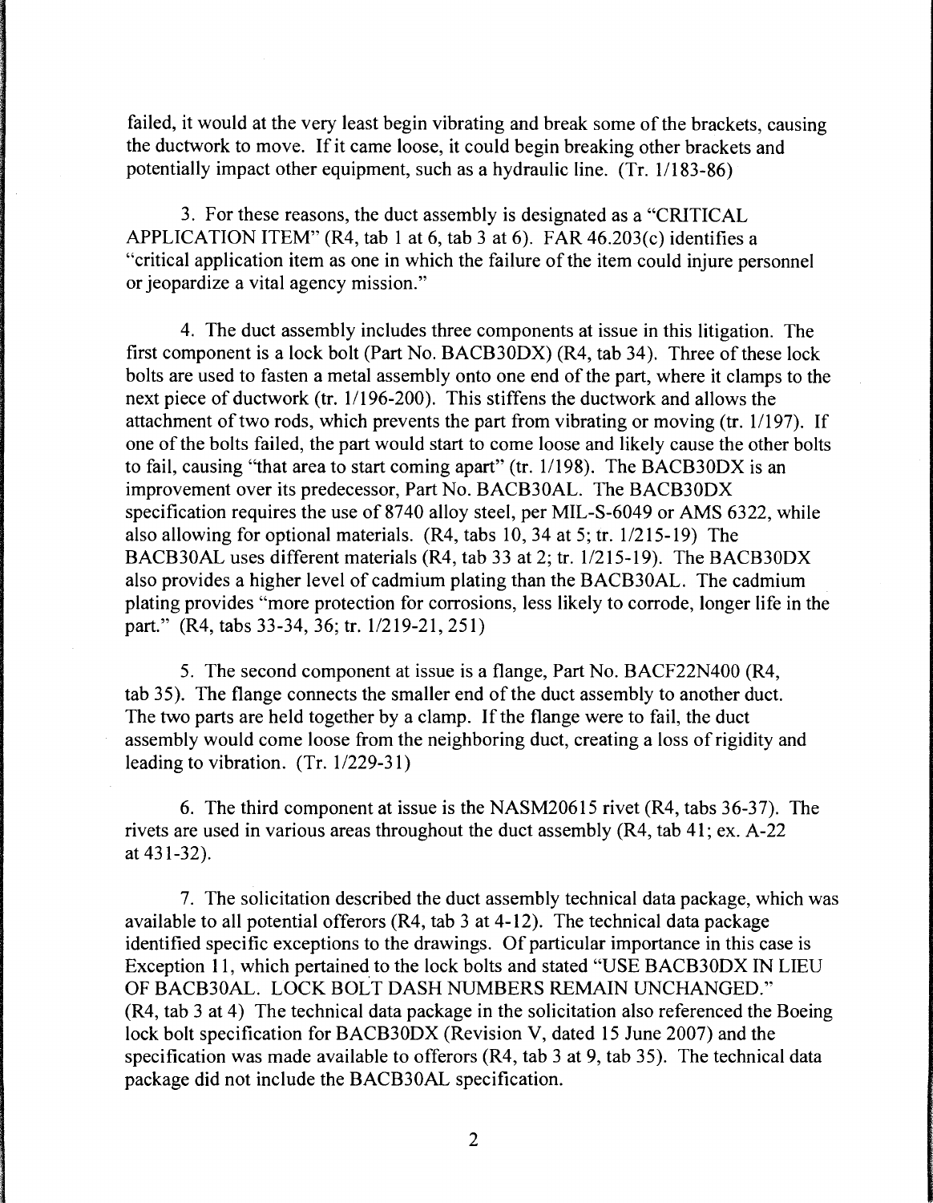failed, it would at the very least begin vibrating and break some of the brackets, causing the ductwork to move. If it came loose, it could begin breaking other brackets and potentially impact other equipment, such as a hydraulic line. (Tr. 1/183-86)

3. For these reasons, the duct assembly is designated as a "CRITICAL APPLICATION ITEM" (R4, tab 1 at 6, tab 3 at 6). FAR 46.203(c) identifies a "critical application item as one in which the failure of the item could injure personnel or jeopardize a vital agency mission."

4. The duct assembly includes three components at issue in this litigation. The first component is a lock bolt (Part No. BACB30DX) (R4, tab 34). Three of these lock bolts are used to fasten a metal assembly onto one end of the part, where it clamps to the next piece of ductwork (tr. 1/196-200). This stiffens the ductwork and allows the attachment of two rods, which prevents the part from vibrating or moving (tr. 1/197). If one of the bolts failed, the part would start to come loose and likely cause the other bolts to fail, causing "that area to start coming apart" (tr. 1/198). The BACB30DX is an improvement over its predecessor, Part No. BACB30AL. The BACB30DX specification requires the use of 8740 alloy steel, per MIL-S-6049 or AMS 6322, while also allowing for optional materials. (R4, tabs 10, 34 at 5; tr. 1/215-19) The BACB30AL uses different materials (R4, tab 33 at 2; tr. 1/215-19). The BACB30DX also provides a higher level of cadmium plating than the BACB30AL. The cadmium plating provides "more protection for corrosions, less likely to corrode, longer life in the part." (R4, tabs 33-34, 36; tr. 1/219-21, 251)

5. The second component at issue is a flange, Part No. BACF22N400 (R4, tab 35). The flange connects the smaller end of the duct assembly to another duct. The two parts are held together by a clamp. If the flange were to fail, the duct assembly would come loose from the neighboring duct, creating a loss of rigidity and leading to vibration. (Tr. 1/229-31)

6. The third component at issue is the NASM20615 rivet (R4, tabs 36-37). The rivets are used in various areas throughout the duct assembly (R4, tab 41; ex. A-22 at 431-32).

7. The solicitation described the duct assembly technical data package, which was available to all potential offerors (R4, tab 3 at 4-12). The technical data package identified specific exceptions to the drawings. Of particular importance in this case is Exception 11, which pertained to the lock bolts and stated "USE BACB30DX IN LIEU OF BACB30AL. LOCK BOLT DASH NUMBERS REMAIN UNCHANGED." (R4, tab 3 at 4) The technical data package in the solicitation also referenced the Boeing lock bolt specification for BACB30DX (Revision V, dated 15 June 2007) and the specification was made available to offerors (R4, tab 3 at 9, tab 35). The technical data package did not include the BACB30AL specification.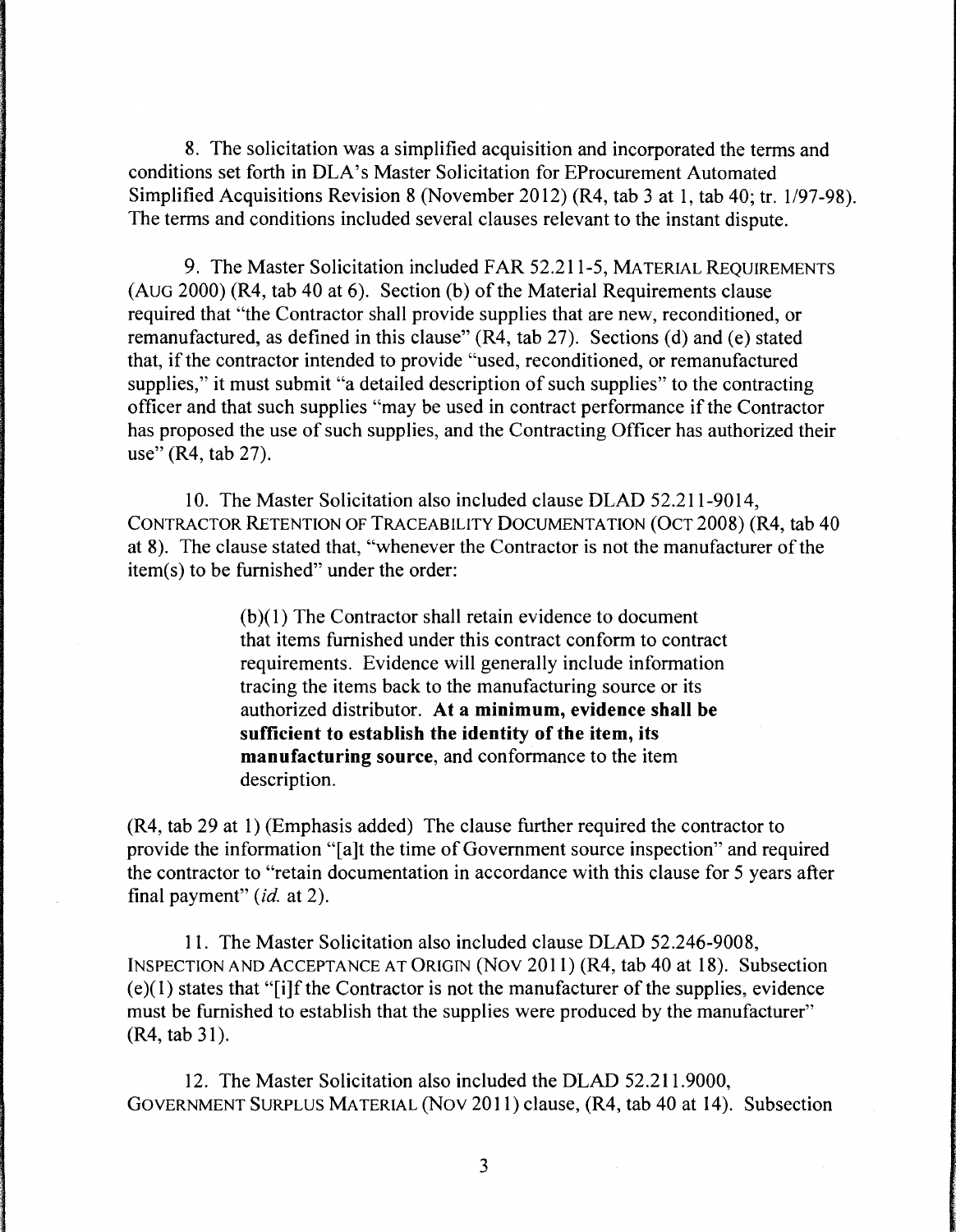8. The solicitation was a simplified acquisition and incorporated the terms and conditions set forth in DLA's Master Solicitation for EProcurement Automated Simplified Acquisitions Revision 8 (November 2012) (R4, tab 3 at 1, tab 40; tr. 1/97-98). The terms and conditions included several clauses relevant to the instant dispute.

9. The Master Solicitation included FAR 52.211-5, MATERIAL REQUIREMENTS (AUG 2000) (R4, tab 40 at 6). Section (b) of the Material Requirements clause required that "the Contractor shall provide supplies that are new, reconditioned, or remanufactured, as defined in this clause" (R4, tab 27). Sections (d) and (e) stated that, if the contractor intended to provide "used, reconditioned, or remanufactured supplies," it must submit "a detailed description of such supplies" to the contracting officer and that such supplies "may be used in contract performance if the Contractor has proposed the use of such supplies, and the Contracting Officer has authorized their use" (R4, tab 27).

10. The Master Solicitation also included clause DLAD 52.211-9014, CONTRACTOR RETENTION OF TRACEABILITY DOCUMENTATION (OCT 2008) (R4, tab 40 at 8). The clause stated that, "whenever the Contractor is not the manufacturer of the item(s) to be furnished" under the order:

> (b)(1) The Contractor shall retain evidence to document that items furnished under this contract conform to contract requirements. Evidence will generally include information tracing the items back to the manufacturing source or its authorized distributor. **At a minimum, evidence shall be sufficient to establish the identity of the item, its manufacturing source**, and conformance to the item description.

(R4, tab 29 at 1) (Emphasis added) The clause further required the contractor to provide the information "[a]t the time of Government source inspection" and required the contractor to "retain documentation in accordance with this clause for 5 years after final payment" (*id.* at 2).

11. The Master Solicitation also included clause DLAD 52.246-9008, INSPECTION AND ACCEPTANCE AT ORIGIN (NOV 2011) (R4, tab 40 at 18). Subsection (e)(1) states that "[i]f the Contractor is not the manufacturer of the supplies, evidence must be furnished to establish that the supplies were produced by the manufacturer" (R4, tab 31).

12. The Master Solicitation also included the DLAD 52.211.9000, GOVERNMENT SURPLUS MATERIAL (NOV 2011) clause, (R4, tab 40 at 14). Subsection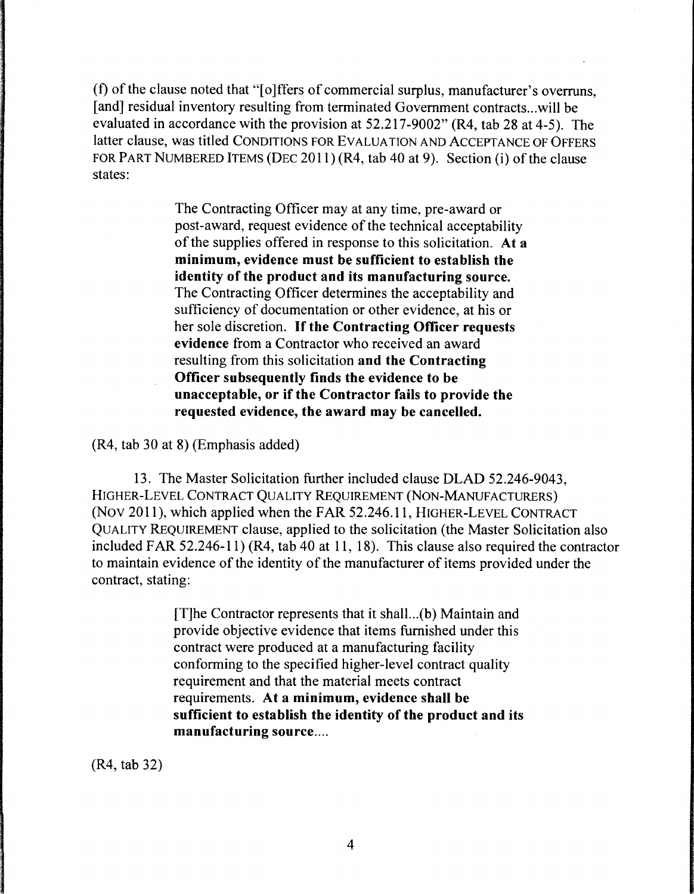(f) of the clause noted that "[o]ffers of commercial surplus, manufacturer's overruns, [and] residual inventory resulting from terminated Government contracts...will be evaluated in accordance with the provision at 52.217-9002" (R4, tab 28 at 4-5). The latter clause, was titled CONDITIONS FOR EVALUATION AND ACCEPTANCE OF OFFERS FOR PART NUMBERED ITEMS (DEC 2011) (R4, tab 40 at 9). Section (i) of the clause states:

> The Contracting Officer may at any time, pre-award or post-award, request evidence of the technical acceptability of the supplies offered in response to this solicitation. **At a minimum, evidence must be sufficient to establish the identity of the product and its manufacturing source.** The Contracting Officer determines the acceptability and sufficiency of documentation or other evidence, at his or her sole discretion. **If the Contracting Officer requests evidence** from a Contractor who received an award resulting from this solicitation **and the Contracting Officer subsequently finds the evidence to be unacceptable, or if the Contractor fails to provide the requested evidence, the award may be cancelled.**

(R4, tab 30 at 8) (Emphasis added)

13. The Master Solicitation further included clause DLAD 52.246-9043, HIGHER-LEVEL CONTRACT QUALITY REQUIREMENT (NON-MANUFACTURERS) (NOV 2011), which applied when the FAR 52.246.11, HIGHER-LEVEL CONTRACT QUALITY REQUIREMENT clause, applied to the solicitation (the Master Solicitation also included FAR 52.246-11) (R4, tab 40 at 11, 18). This clause also required the contractor to maintain evidence of the identity of the manufacturer of items provided under the contract, stating:

> [T]he Contractor represents that it shall...(b) Maintain and provide objective evidence that items furnished under this contract were produced at a manufacturing facility conforming to the specified higher-level contract quality requirement and that the material meets contract requirements. **At a minimum, evidence shall be sufficient to establish the identity of the product and its manufacturing source....**

(R4, tab 32)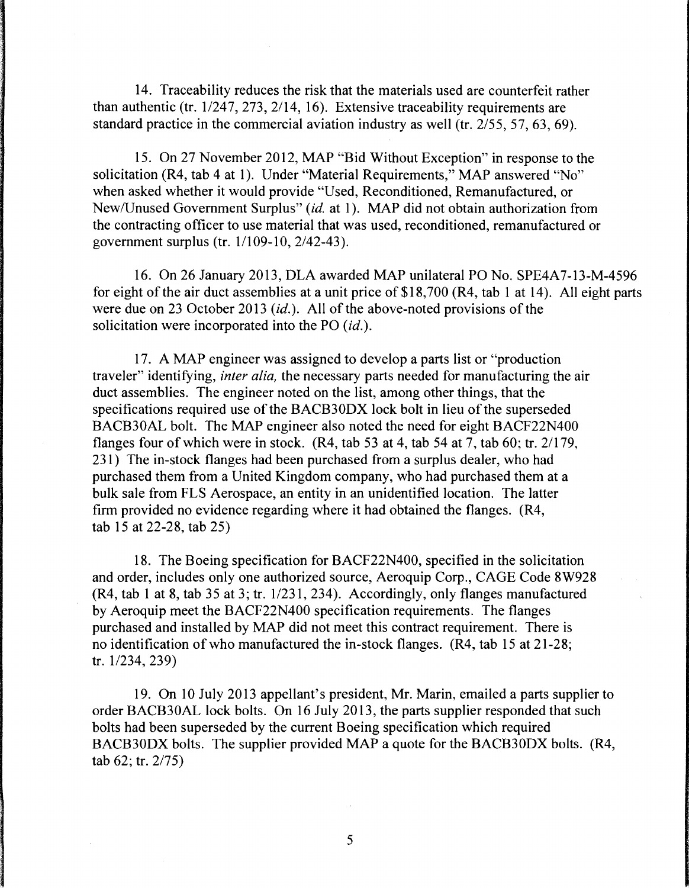14. Traceability reduces the risk that the materials used are counterfeit rather than authentic (tr. 1/247, 273, 2/14, 16). Extensive traceability requirements are standard practice in the commercial aviation industry as well (tr. 2/55, 57, 63, 69).

15. On 27 November 2012, MAP "Bid Without Exception" in response to the solicitation (R4, tab 4 at 1). Under "Material Requirements," MAP answered "No" when asked whether it would provide "Used, Reconditioned, Remanufactured, or New/Unused Government Surplus" (*id.* at 1). MAP did not obtain authorization from the contracting officer to use material that was used, reconditioned, remanufactured or government surplus (tr. 1/109-10, 2/42-43).

16. On 26 January 2013, DLA awarded MAP unilateral PO No. SPE4A7-13-M-4596 for eight of the air duct assemblies at a unit price of $18,700 (R4, tab 1 at 14). All eight parts were due on 23 October 2013 (*id.*). All of the above-noted provisions of the solicitation were incorporated into the PO (*id.*).

17. A MAP engineer was assigned to develop a parts list or "production traveler" identifying, *inter alia,* the necessary parts needed for manufacturing the air duct assemblies. The engineer noted on the list, among other things, that the specifications required use of the BACB30DX lock bolt in lieu of the superseded BACB30AL bolt. The MAP engineer also noted the need for eight BACF22N400 flanges four of which were in stock. (R4, tab 53 at 4, tab 54 at 7, tab 60; tr. 2/179, 231) The in-stock flanges had been purchased from a surplus dealer, who had purchased them from a United Kingdom company, who had purchased them at a bulk sale from FLS Aerospace, an entity in an unidentified location. The latter firm provided no evidence regarding where it had obtained the flanges. (R4, tab 15 at 22-28, tab 25)

18. The Boeing specification for BACF22N400, specified in the solicitation and order, includes only one authorized source, Aeroquip Corp., CAGE Code 8W928 (R4, tab 1 at 8, tab 35 at 3; tr. 1/231, 234). Accordingly, only flanges manufactured by Aeroquip meet the BACF22N400 specification requirements. The flanges purchased and installed by MAP did not meet this contract requirement. There is no identification of who manufactured the in-stock flanges. (R4, tab 15 at 21-28; tr. 1/234, 239)

19. On 10 July 2013 appellant's president, Mr. Marin, emailed a parts supplier to order BACB30AL lock bolts. On 16 July 2013, the parts supplier responded that such bolts had been superseded by the current Boeing specification which required BACB30DX bolts. The supplier provided MAP a quote for the BACB30DX bolts. (R4, tab 62; tr. 2/75)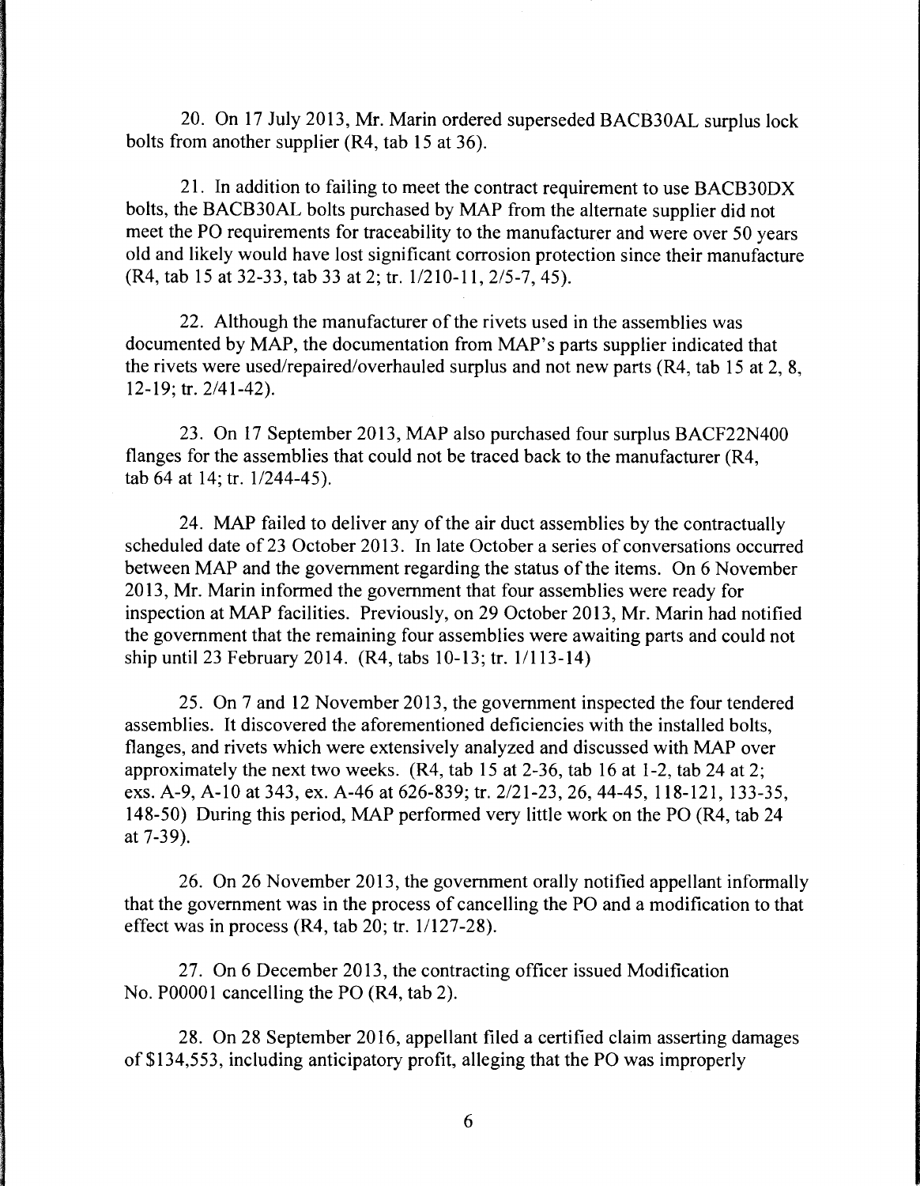20. On 17 July 2013, Mr. Marin ordered superseded BACB30AL surplus lock bolts from another supplier (R4, tab 15 at 36).

21. In addition to failing to meet the contract requirement to use BACB30DX bolts, the BACB30AL bolts purchased by MAP from the alternate supplier did not meet the PO requirements for traceability to the manufacturer and were over 50 years old and likely would have lost significant corrosion protection since their manufacture (R4, tab 15 at 32-33, tab 33 at 2; tr. 1/210-11, 2/5-7, 45).

22. Although the manufacturer of the rivets used in the assemblies was documented by MAP, the documentation from MAP's parts supplier indicated that the rivets were used/repaired/overhauled surplus and not new parts (R4, tab 15 at 2, 8, 12-19; tr. 2/41-42).

23. On 17 September 2013, MAP also purchased four surplus BACF22N400 flanges for the assemblies that could not be traced back to the manufacturer (R4, tab 64 at 14; tr. 1/244-45).

24. MAP failed to deliver any of the air duct assemblies by the contractually scheduled date of 23 October 2013. In late October a series of conversations occurred between MAP and the government regarding the status of the items. On 6 November 2013, Mr. Marin informed the government that four assemblies were ready for inspection at MAP facilities. Previously, on 29 October 2013, Mr. Marin had notified the government that the remaining four assemblies were awaiting parts and could not ship until 23 February 2014. (R4, tabs 10-13; tr. 1/113-14)

25. On 7 and 12 November 2013, the government inspected the four tendered assemblies. It discovered the aforementioned deficiencies with the installed bolts, flanges, and rivets which were extensively analyzed and discussed with MAP over approximately the next two weeks. (R4, tab 15 at 2-36, tab 16 at 1-2, tab 24 at 2; exs. A-9, A-10 at 343, ex. A-46 at 626-839; tr. 2/21-23, 26, 44-45, 118-121, 133-35, 148-50) During this period, MAP performed very little work on the PO (R4, tab 24 at 7-39).

26. On 26 November 2013, the government orally notified appellant informally that the government was in the process of cancelling the PO and a modification to that effect was in process (R4, tab 20; tr. 1/127-28).

27. On 6 December 2013, the contracting officer issued Modification No. P00001 cancelling the PO (R4, tab 2).

28. On 28 September 2016, appellant filed a certified claim asserting damages of $134,553, including anticipatory profit, alleging that the PO was improperly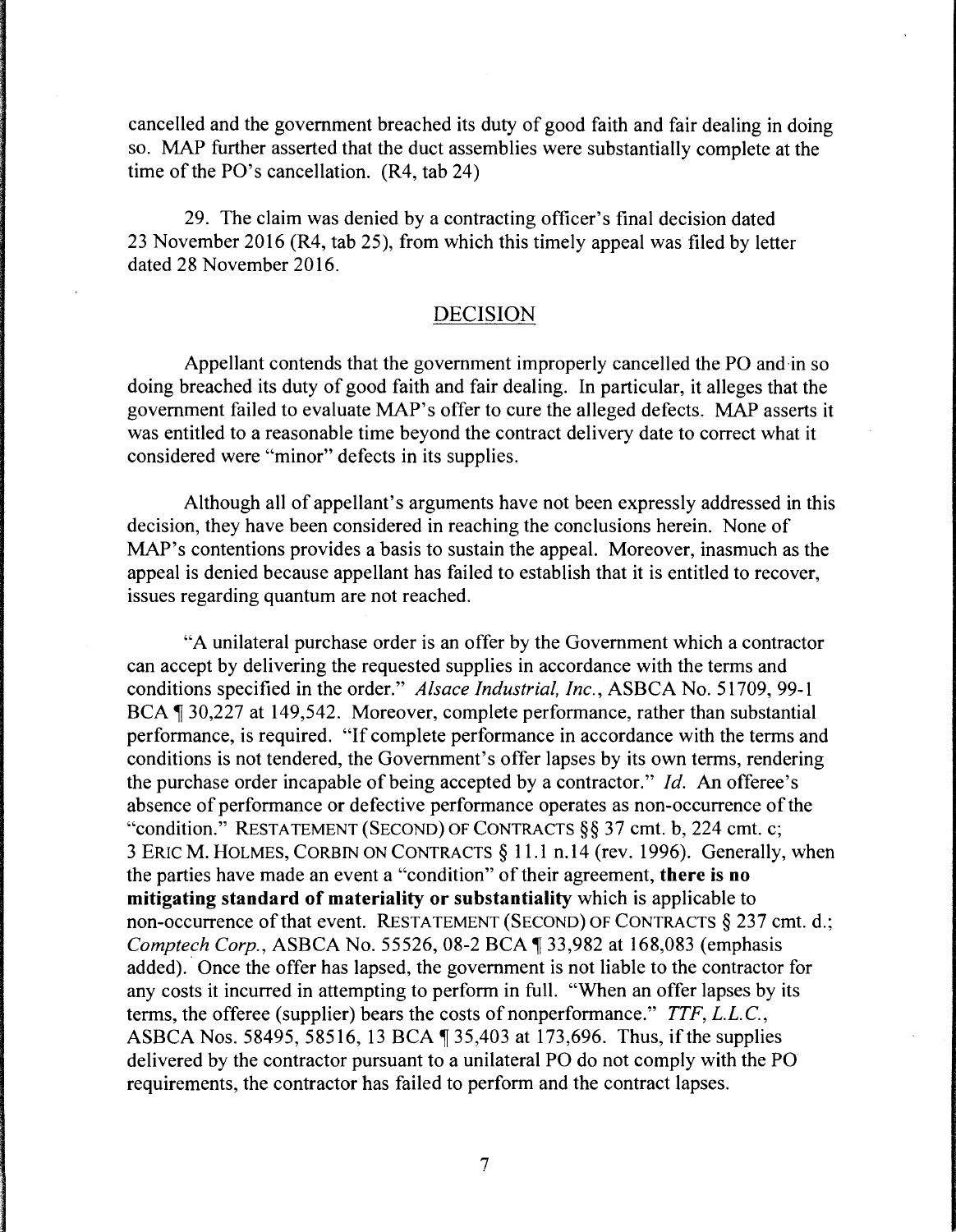cancelled and the government breached its duty of good faith and fair dealing in doing so. MAP further asserted that the duct assemblies were substantially complete at the time of the PO's cancellation. (R4, tab 24)

29. The claim was denied by a contracting officer's final decision dated 23 November 2016 (R4, tab 25), from which this timely appeal was filed by letter dated 28 November 2016.

## DECISION

Appellant contends that the government improperly cancelled the PO and in so doing breached its duty of good faith and fair dealing. In particular, it alleges that the government failed to evaluate MAP's offer to cure the alleged defects. MAP asserts it was entitled to a reasonable time beyond the contract delivery date to correct what it considered were "minor" defects in its supplies.

Although all of appellant's arguments have not been expressly addressed in this decision, they have been considered in reaching the conclusions herein. None of MAP's contentions provides a basis to sustain the appeal. Moreover, inasmuch as the appeal is denied because appellant has failed to establish that it is entitled to recover, issues regarding quantum are not reached.

"A unilateral purchase order is an offer by the Government which a contractor can accept by delivering the requested supplies in accordance with the terms and conditions specified in the order." *Alsace Industrial, Inc.*, ASBCA No. 51709, 99-1 BCA ¶ 30,227 at 149,542. Moreover, complete performance, rather than substantial performance, is required. "If complete performance in accordance with the terms and conditions is not tendered, the Government's offer lapses by its own terms, rendering the purchase order incapable of being accepted by a contractor." *Id.* An offeree's absence of performance or defective performance operates as non-occurrence of the "condition." RESTATEMENT (SECOND) OF CONTRACTS §§ 37 cmt. b, 224 cmt. c; 3 ERIC M. HOLMES, CORBIN ON CONTRACTS § 11.1 n.14 (rev. 1996). Generally, when the parties have made an event a "condition" of their agreement, **there is no mitigating standard of materiality or substantiality** which is applicable to non-occurrence of that event. RESTATEMENT (SECOND) OF CONTRACTS § 237 cmt. d.; *Comptech Corp.*, ASBCA No. 55526, 08-2 BCA ¶ 33,982 at 168,083 (emphasis added). Once the offer has lapsed, the government is not liable to the contractor for any costs it incurred in attempting to perform in full. "When an offer lapses by its terms, the offeree (supplier) bears the costs of nonperformance." *TTF, L.L.C.*, ASBCA Nos. 58495, 58516, 13 BCA ¶ 35,403 at 173,696. Thus, if the supplies delivered by the contractor pursuant to a unilateral PO do not comply with the PO requirements, the contractor has failed to perform and the contract lapses.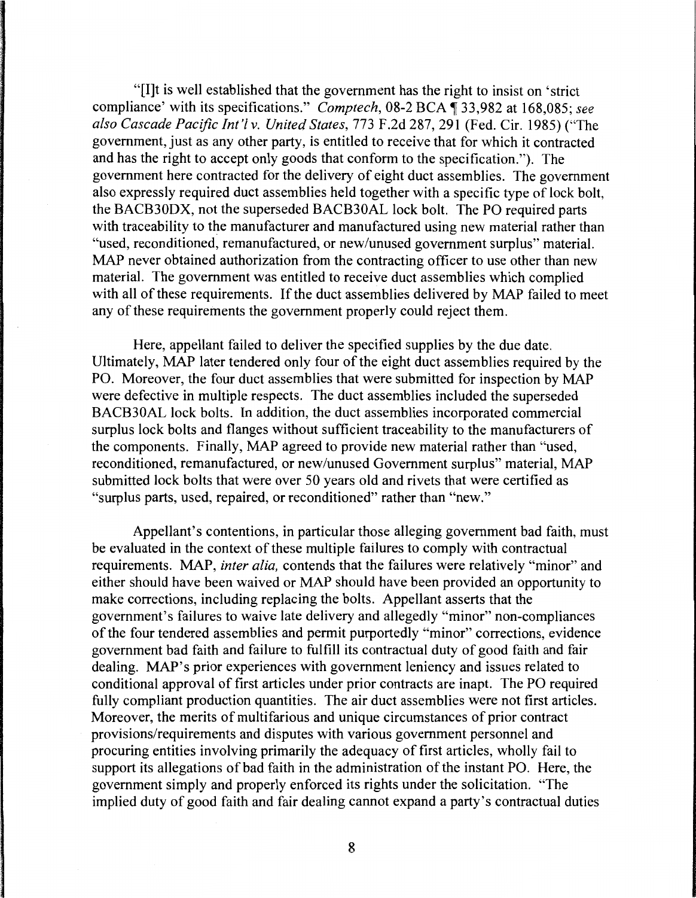"[I]t is well established that the government has the right to insist on 'strict compliance' with its specifications." *Comptech*, 08-2 BCA ¶ 33,982 at 168,085; *see also Cascade Pacific Int'l v. United States*, 773 F.2d 287, 291 (Fed. Cir. 1985) ("The government, just as any other party, is entitled to receive that for which it contracted and has the right to accept only goods that conform to the specification."). The government here contracted for the delivery of eight duct assemblies. The government also expressly required duct assemblies held together with a specific type of lock bolt, the BACB30DX, not the superseded BACB30AL lock bolt. The PO required parts with traceability to the manufacturer and manufactured using new material rather than "used, reconditioned, remanufactured, or new/unused government surplus" material. MAP never obtained authorization from the contracting officer to use other than new material. The government was entitled to receive duct assemblies which complied with all of these requirements. If the duct assemblies delivered by MAP failed to meet any of these requirements the government properly could reject them.

Here, appellant failed to deliver the specified supplies by the due date. Ultimately, MAP later tendered only four of the eight duct assemblies required by the PO. Moreover, the four duct assemblies that were submitted for inspection by MAP were defective in multiple respects. The duct assemblies included the superseded BACB30AL lock bolts. In addition, the duct assemblies incorporated commercial surplus lock bolts and flanges without sufficient traceability to the manufacturers of the components. Finally, MAP agreed to provide new material rather than "used, reconditioned, remanufactured, or new/unused Government surplus" material, MAP submitted lock bolts that were over 50 years old and rivets that were certified as "surplus parts, used, repaired, or reconditioned" rather than "new."

Appellant's contentions, in particular those alleging government bad faith, must be evaluated in the context of these multiple failures to comply with contractual requirements. MAP, *inter alia,* contends that the failures were relatively "minor" and either should have been waived or MAP should have been provided an opportunity to make corrections, including replacing the bolts. Appellant asserts that the government's failures to waive late delivery and allegedly "minor" non-compliances of the four tendered assemblies and permit purportedly "minor" corrections, evidence government bad faith and failure to fulfill its contractual duty of good faith and fair dealing. MAP's prior experiences with government leniency and issues related to conditional approval of first articles under prior contracts are inapt. The PO required fully compliant production quantities. The air duct assemblies were not first articles. Moreover, the merits of multifarious and unique circumstances of prior contract provisions/requirements and disputes with various government personnel and procuring entities involving primarily the adequacy of first articles, wholly fail to support its allegations of bad faith in the administration of the instant PO. Here, the government simply and properly enforced its rights under the solicitation. "The implied duty of good faith and fair dealing cannot expand a party's contractual duties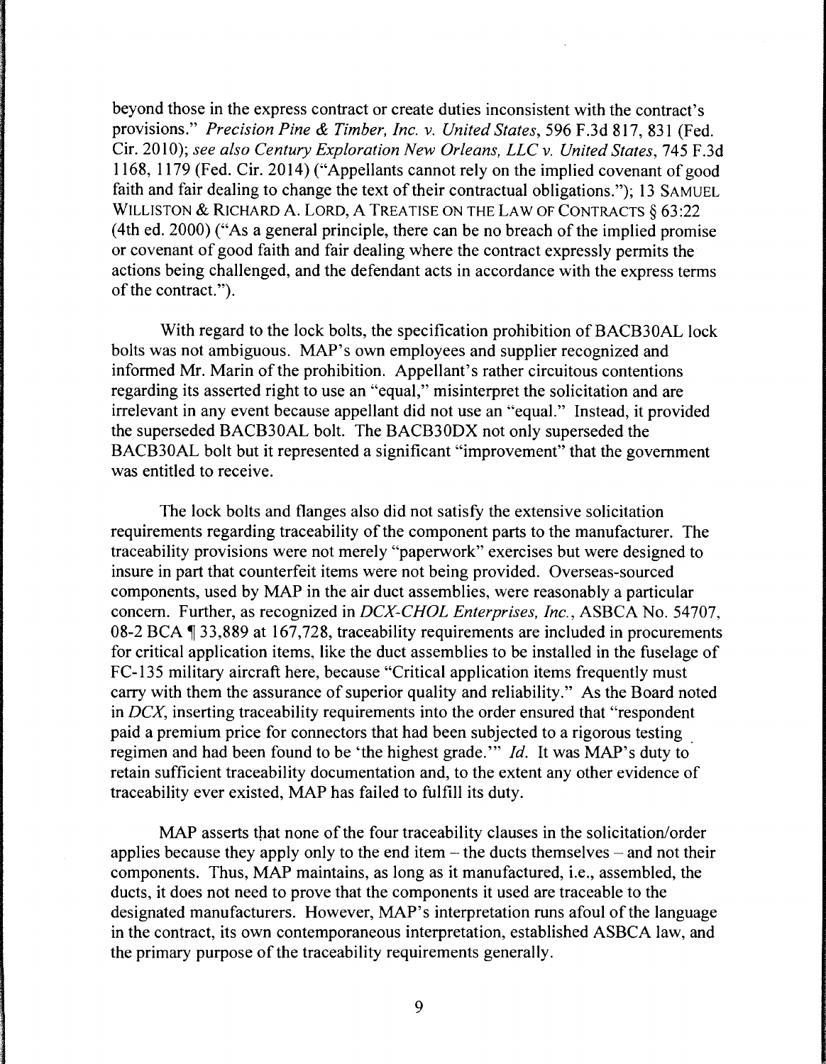beyond those in the express contract or create duties inconsistent with the contract's provisions." *Precision Pine & Timber, Inc. v. United States*, 596 F.3d 817, 831 (Fed. Cir. 2010); *see also Century Exploration New Orleans, LLC v. United States*, 745 F.3d 1168, 1179 (Fed. Cir. 2014) ("Appellants cannot rely on the implied covenant of good faith and fair dealing to change the text of their contractual obligations."); 13 SAMUEL WILLISTON & RICHARD A. LORD, A TREATISE ON THE LAW OF CONTRACTS § 63:22 (4th ed. 2000) ("As a general principle, there can be no breach of the implied promise or covenant of good faith and fair dealing where the contract expressly permits the actions being challenged, and the defendant acts in accordance with the express terms of the contract.").

With regard to the lock bolts, the specification prohibition of BACB30AL lock bolts was not ambiguous. MAP's own employees and supplier recognized and informed Mr. Marin of the prohibition. Appellant's rather circuitous contentions regarding its asserted right to use an "equal," misinterpret the solicitation and are irrelevant in any event because appellant did not use an "equal." Instead, it provided the superseded BACB30AL bolt. The BACB30DX not only superseded the BACB30AL bolt but it represented a significant "improvement" that the government was entitled to receive.

The lock bolts and flanges also did not satisfy the extensive solicitation requirements regarding traceability of the component parts to the manufacturer. The traceability provisions were not merely "paperwork" exercises but were designed to insure in part that counterfeit items were not being provided. Overseas-sourced components, used by MAP in the air duct assemblies, were reasonably a particular concern. Further, as recognized in *DCX-CHOL Enterprises, Inc.*, ASBCA No. 54707, 08-2 BCA ¶ 33,889 at 167,728, traceability requirements are included in procurements for critical application items, like the duct assemblies to be installed in the fuselage of FC-135 military aircraft here, because "Critical application items frequently must carry with them the assurance of superior quality and reliability." As the Board noted in *DCX*, inserting traceability requirements into the order ensured that "respondent paid a premium price for connectors that had been subjected to a rigorous testing regimen and had been found to be 'the highest grade.'" *Id.* It was MAP's duty to retain sufficient traceability documentation and, to the extent any other evidence of traceability ever existed, MAP has failed to fulfill its duty.

MAP asserts that none of the four traceability clauses in the solicitation/order applies because they apply only to the end item – the ducts themselves – and not their components. Thus, MAP maintains, as long as it manufactured, i.e., assembled, the ducts, it does not need to prove that the components it used are traceable to the designated manufacturers. However, MAP's interpretation runs afoul of the language in the contract, its own contemporaneous interpretation, established ASBCA law, and the primary purpose of the traceability requirements generally.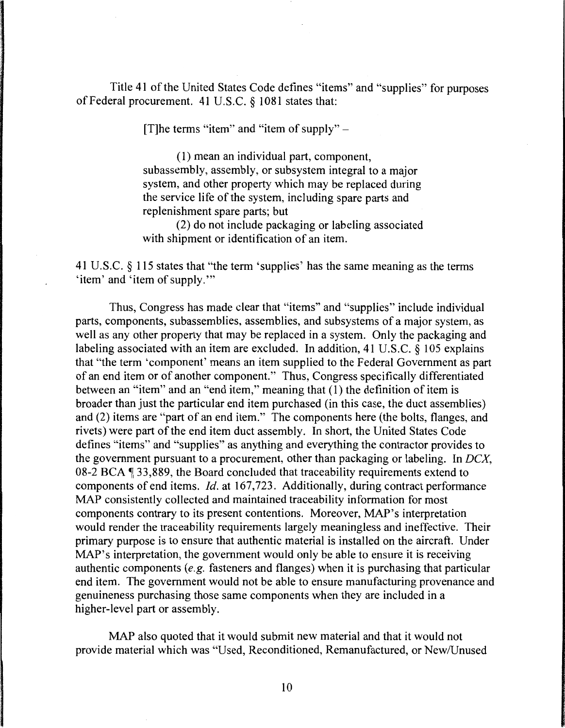Title 41 of the United States Code defines "items" and "supplies" for purposes of Federal procurement. 41 U.S.C. § 1081 states that:

> [T]he terms "item" and "item of supply" –
>
> (1) mean an individual part, component, subassembly, assembly, or subsystem integral to a major system, and other property which may be replaced during the service life of the system, including spare parts and replenishment spare parts; but
>
> (2) do not include packaging or labeling associated with shipment or identification of an item.

41 U.S.C. § 115 states that "the term 'supplies' has the same meaning as the terms 'item' and 'item of supply.'"

Thus, Congress has made clear that "items" and "supplies" include individual parts, components, subassemblies, assemblies, and subsystems of a major system, as well as any other property that may be replaced in a system. Only the packaging and labeling associated with an item are excluded. In addition, 41 U.S.C. § 105 explains that "the term 'component' means an item supplied to the Federal Government as part of an end item or of another component." Thus, Congress specifically differentiated between an "item" and an "end item," meaning that (1) the definition of item is broader than just the particular end item purchased (in this case, the duct assemblies) and (2) items are "part of an end item." The components here (the bolts, flanges, and rivets) were part of the end item duct assembly. In short, the United States Code defines "items" and "supplies" as anything and everything the contractor provides to the government pursuant to a procurement, other than packaging or labeling. In *DCX*, 08-2 BCA ¶ 33,889, the Board concluded that traceability requirements extend to components of end items. *Id.* at 167,723. Additionally, during contract performance MAP consistently collected and maintained traceability information for most components contrary to its present contentions. Moreover, MAP's interpretation would render the traceability requirements largely meaningless and ineffective. Their primary purpose is to ensure that authentic material is installed on the aircraft. Under MAP's interpretation, the government would only be able to ensure it is receiving authentic components (*e.g.* fasteners and flanges) when it is purchasing that particular end item. The government would not be able to ensure manufacturing provenance and genuineness purchasing those same components when they are included in a higher-level part or assembly.

MAP also quoted that it would submit new material and that it would not provide material which was "Used, Reconditioned, Remanufactured, or New/Unused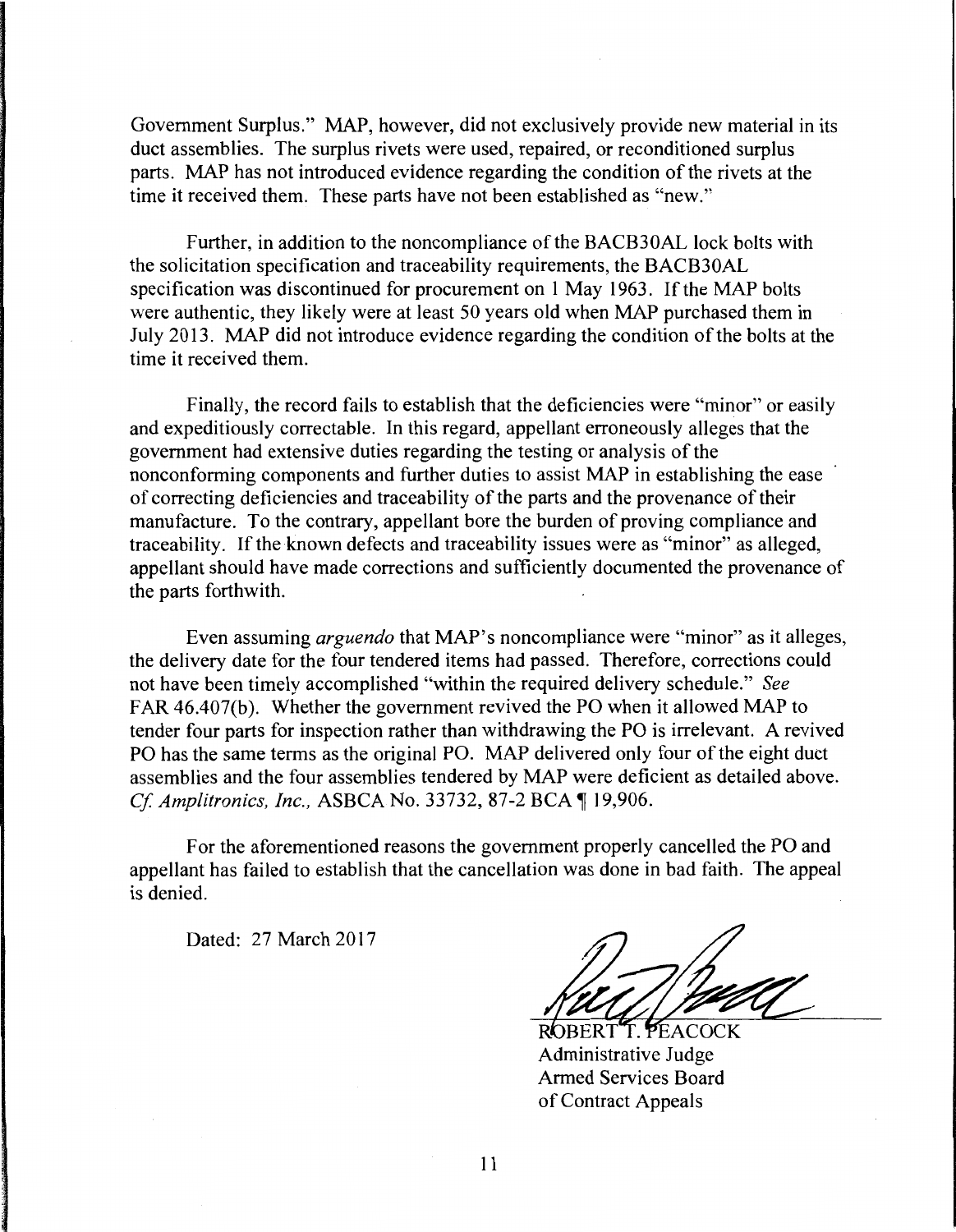Government Surplus." MAP, however, did not exclusively provide new material in its duct assemblies. The surplus rivets were used, repaired, or reconditioned surplus parts. MAP has not introduced evidence regarding the condition of the rivets at the time it received them. These parts have not been established as "new."

Further, in addition to the noncompliance of the BACB30AL lock bolts with the solicitation specification and traceability requirements, the BACB30AL specification was discontinued for procurement on 1 May 1963. If the MAP bolts were authentic, they likely were at least 50 years old when MAP purchased them in July 2013. MAP did not introduce evidence regarding the condition of the bolts at the time it received them.

Finally, the record fails to establish that the deficiencies were "minor" or easily and expeditiously correctable. In this regard, appellant erroneously alleges that the government had extensive duties regarding the testing or analysis of the nonconforming components and further duties to assist MAP in establishing the ease of correcting deficiencies and traceability of the parts and the provenance of their manufacture. To the contrary, appellant bore the burden of proving compliance and traceability. If the known defects and traceability issues were as "minor" as alleged, appellant should have made corrections and sufficiently documented the provenance of the parts forthwith.

Even assuming *arguendo* that MAP's noncompliance were "minor" as it alleges, the delivery date for the four tendered items had passed. Therefore, corrections could not have been timely accomplished "within the required delivery schedule." *See* FAR 46.407(b). Whether the government revived the PO when it allowed MAP to tender four parts for inspection rather than withdrawing the PO is irrelevant. A revived PO has the same terms as the original PO. MAP delivered only four of the eight duct assemblies and the four assemblies tendered by MAP were deficient as detailed above. *Cf. Amplitronics, Inc.,* ASBCA No. 33732, 87-2 BCA ¶ 19,906.

For the aforementioned reasons the government properly cancelled the PO and appellant has failed to establish that the cancellation was done in bad faith. The appeal is denied.

Dated: 27 March 2017

ROBERT T. PEACOCK
Administrative Judge
Armed Services Board
of Contract Appeals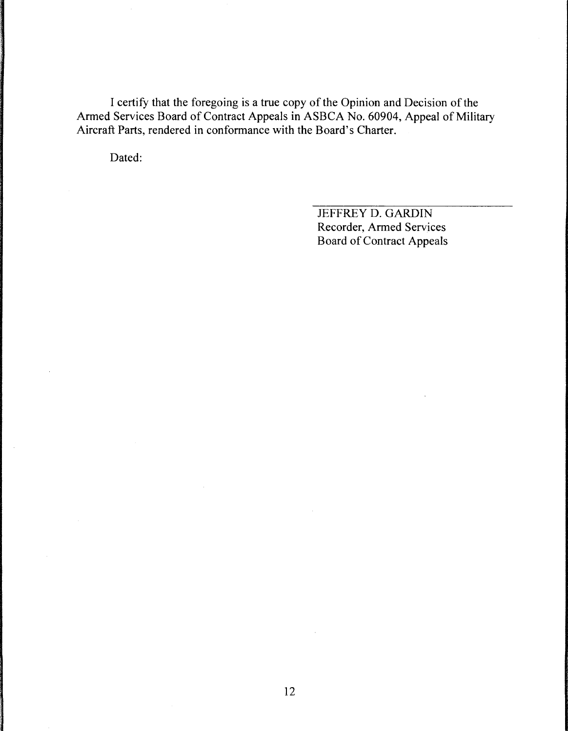I certify that the foregoing is a true copy of the Opinion and Decision of the Armed Services Board of Contract Appeals in ASBCA No. 60904, Appeal of Military Aircraft Parts, rendered in conformance with the Board's Charter.

Dated:

JEFFREY D. GARDIN
Recorder, Armed Services
Board of Contract Appeals